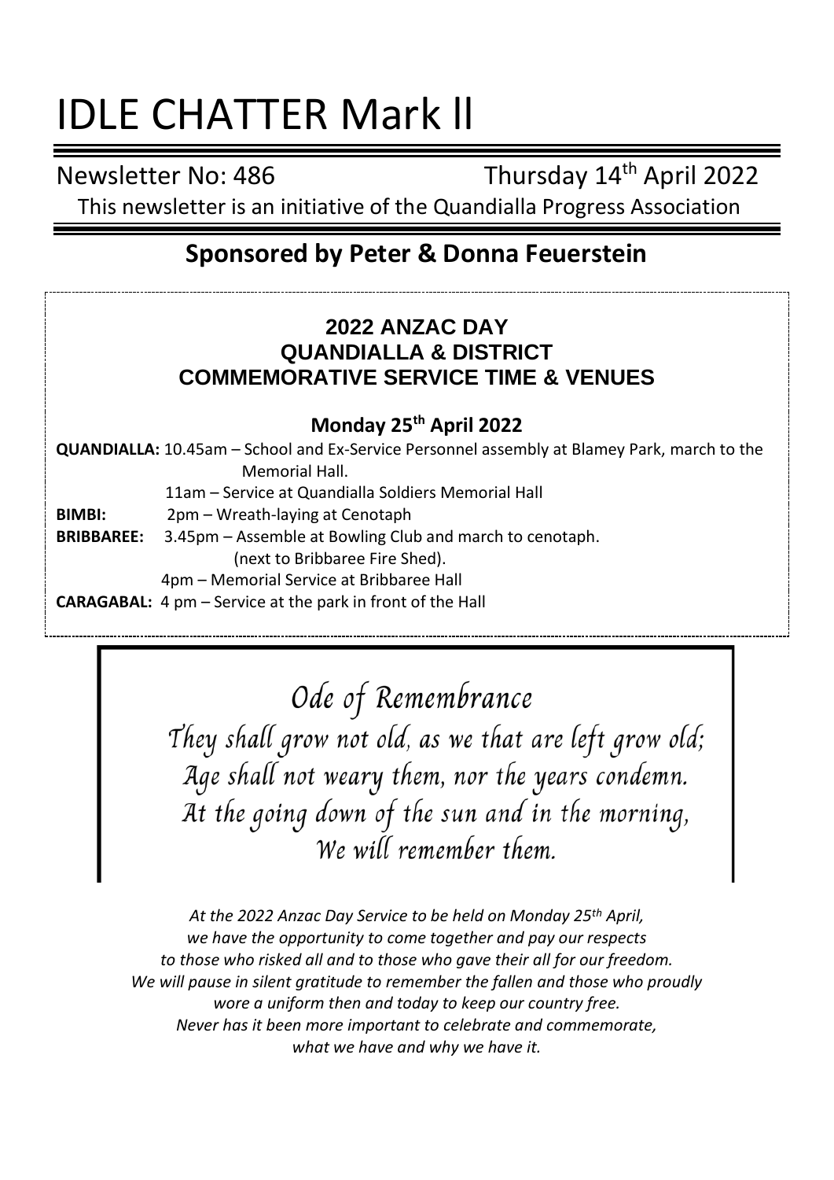# IDLE CHATTER Mark ll

Newsletter No: 486 Thursday 14th April 2022

This newsletter is an initiative of the Quandialla Progress Association

## Sponsored by Peter & Donna Feuerstein

### 2022 ANZAC DAY
### QUANDIALLA & DISTRICT
### COMMEMORATIVE SERVICE TIME & VENUES

**Monday 25th April 2022**

**QUANDIALLA:** 10.45am – School and Ex-Service Personnel assembly at Blamey Park, march to the Memorial Hall.
11am – Service at Quandialla Soldiers Memorial Hall

**BIMBI:** 2pm – Wreath-laying at Cenotaph

**BRIBBAREE:** 3.45pm – Assemble at Bowling Club and march to cenotaph. (next to Bribbaree Fire Shed).
4pm – Memorial Service at Bribbaree Hall

**CARAGABAL:** 4 pm – Service at the park in front of the Hall

*Ode of Remembrance*

*They shall grow not old, as we that are left grow old;*
*Age shall not weary them, nor the years condemn.*
*At the going down of the sun and in the morning,*
*We will remember them.*

*At the 2022 Anzac Day Service to be held on Monday 25th April,*
*we have the opportunity to come together and pay our respects*
*to those who risked all and to those who gave their all for our freedom.*
*We will pause in silent gratitude to remember the fallen and those who proudly*
*wore a uniform then and today to keep our country free.*
*Never has it been more important to celebrate and commemorate,*
*what we have and why we have it.*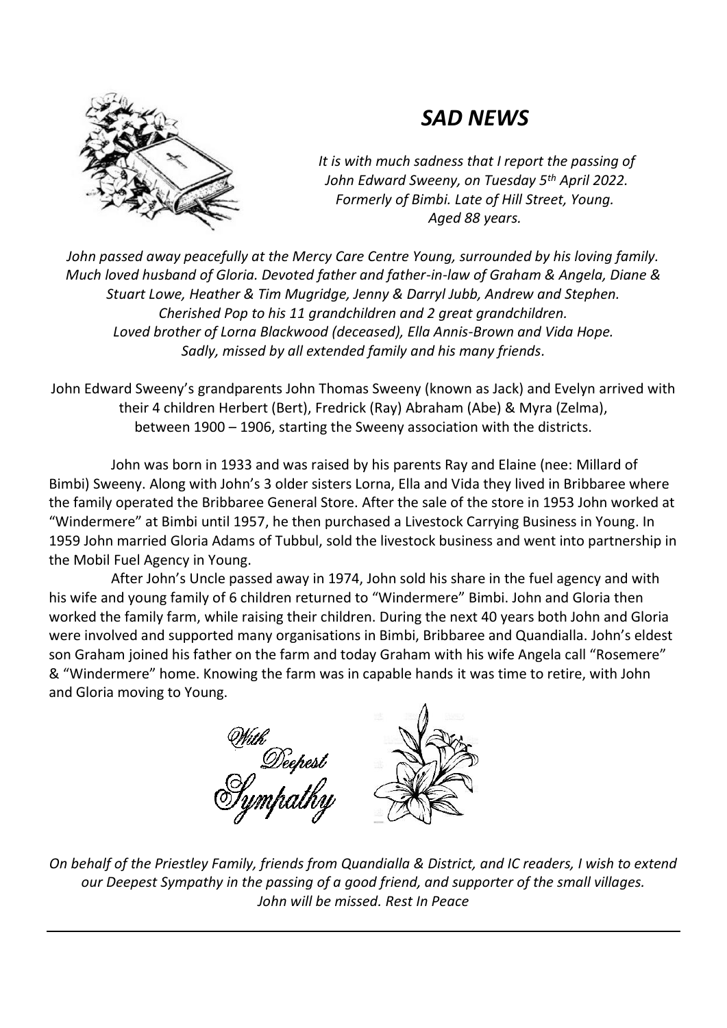## *SAD NEWS*

*It is with much sadness that I report the passing of John Edward Sweeny, on Tuesday 5th April 2022. Formerly of Bimbi. Late of Hill Street, Young. Aged 88 years.*

*John passed away peacefully at the Mercy Care Centre Young, surrounded by his loving family. Much loved husband of Gloria. Devoted father and father-in-law of Graham & Angela, Diane & Stuart Lowe, Heather & Tim Mugridge, Jenny & Darryl Jubb, Andrew and Stephen. Cherished Pop to his 11 grandchildren and 2 great grandchildren. Loved brother of Lorna Blackwood (deceased), Ella Annis-Brown and Vida Hope. Sadly, missed by all extended family and his many friends.*

John Edward Sweeny's grandparents John Thomas Sweeny (known as Jack) and Evelyn arrived with their 4 children Herbert (Bert), Fredrick (Ray) Abraham (Abe) & Myra (Zelma), between 1900 – 1906, starting the Sweeny association with the districts.

John was born in 1933 and was raised by his parents Ray and Elaine (nee: Millard of Bimbi) Sweeny. Along with John's 3 older sisters Lorna, Ella and Vida they lived in Bribbaree where the family operated the Bribbaree General Store. After the sale of the store in 1953 John worked at "Windermere" at Bimbi until 1957, he then purchased a Livestock Carrying Business in Young. In 1959 John married Gloria Adams of Tubbul, sold the livestock business and went into partnership in the Mobil Fuel Agency in Young.

After John's Uncle passed away in 1974, John sold his share in the fuel agency and with his wife and young family of 6 children returned to "Windermere" Bimbi. John and Gloria then worked the family farm, while raising their children. During the next 40 years both John and Gloria were involved and supported many organisations in Bimbi, Bribbaree and Quandialla. John's eldest son Graham joined his father on the farm and today Graham with his wife Angela call "Rosemere" & "Windermere" home. Knowing the farm was in capable hands it was time to retire, with John and Gloria moving to Young.

*With Deepest Sympathy*

*On behalf of the Priestley Family, friends from Quandialla & District, and IC readers, I wish to extend our Deepest Sympathy in the passing of a good friend, and supporter of the small villages. John will be missed. Rest In Peace*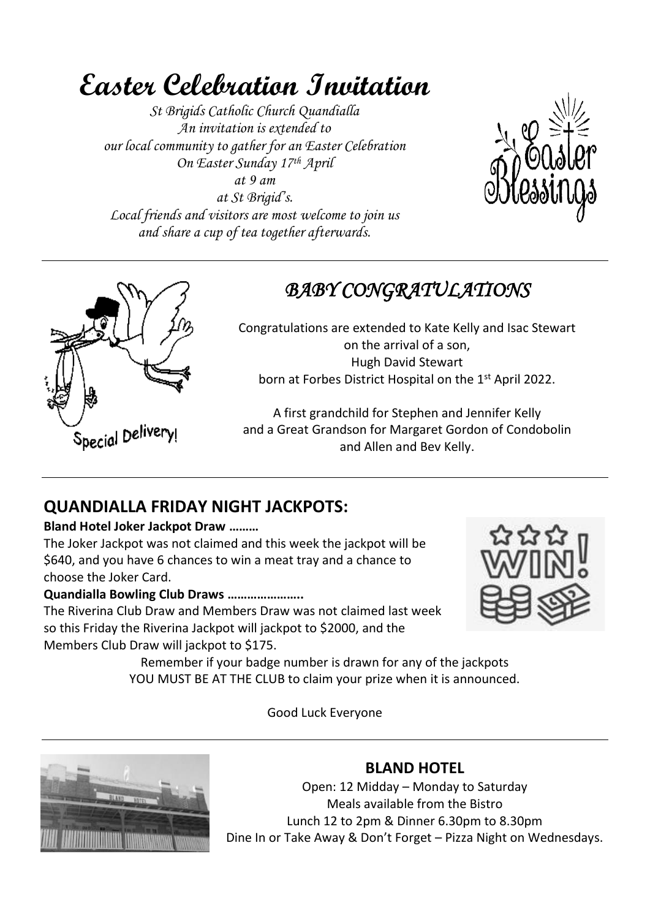# Easter Celebration Invitation

*St Brigids Catholic Church Quandialla*
*An invitation is extended to*
*our local community to gather for an Easter Celebration*
*On Easter Sunday 17th April*
*at 9 am*
*at St Brigid's.*
*Local friends and visitors are most welcome to join us*
*and share a cup of tea together afterwards.*

## *BABY CONGRATULATIONS*

Congratulations are extended to Kate Kelly and Isac Stewart
on the arrival of a son,
Hugh David Stewart
born at Forbes District Hospital on the 1st April 2022.

A first grandchild for Stephen and Jennifer Kelly
and a Great Grandson for Margaret Gordon of Condobolin
and Allen and Bev Kelly.

## QUANDIALLA FRIDAY NIGHT JACKPOTS:

**Bland Hotel Joker Jackpot Draw ………**

The Joker Jackpot was not claimed and this week the jackpot will be $640, and you have 6 chances to win a meat tray and a chance to choose the Joker Card.

**Quandialla Bowling Club Draws …………………..**

The Riverina Club Draw and Members Draw was not claimed last week so this Friday the Riverina Jackpot will jackpot to $2000, and the Members Club Draw will jackpot to $175.

Remember if your badge number is drawn for any of the jackpots
YOU MUST BE AT THE CLUB to claim your prize when it is announced.

Good Luck Everyone

## BLAND HOTEL

Open: 12 Midday – Monday to Saturday
Meals available from the Bistro
Lunch 12 to 2pm & Dinner 6.30pm to 8.30pm
Dine In or Take Away & Don't Forget – Pizza Night on Wednesdays.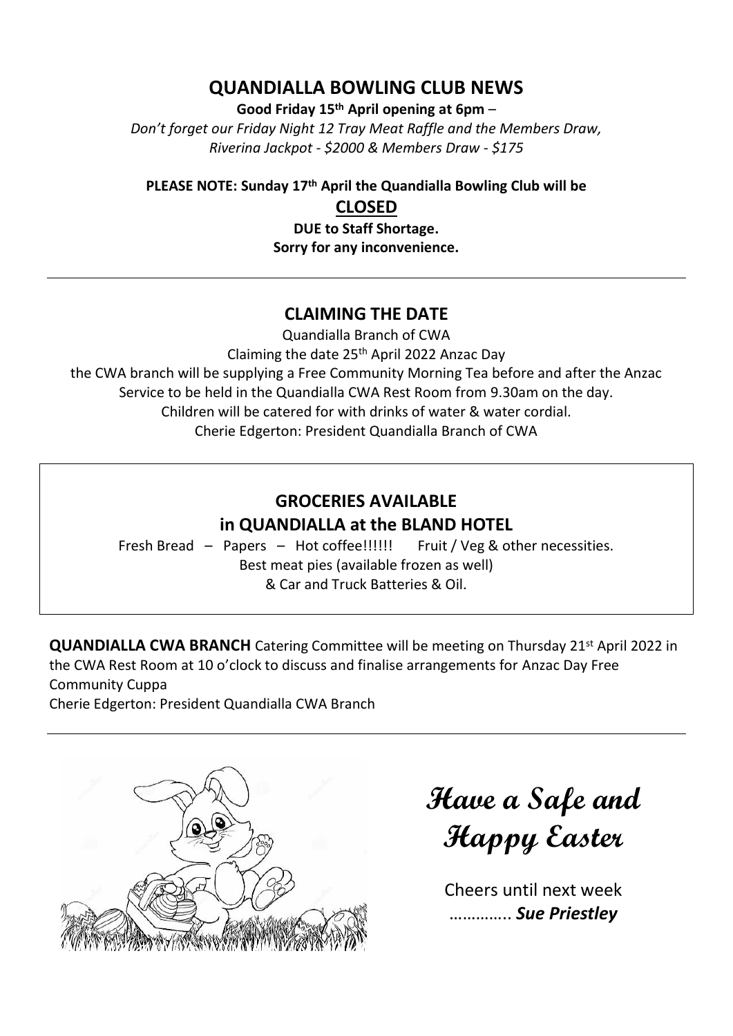## QUANDIALLA BOWLING CLUB NEWS

**Good Friday 15th April opening at 6pm** –

*Don't forget our Friday Night 12 Tray Meat Raffle and the Members Draw, Riverina Jackpot - $2000 & Members Draw - $175*

**PLEASE NOTE: Sunday 17th April the Quandialla Bowling Club will be**

**CLOSED**

**DUE to Staff Shortage.**

**Sorry for any inconvenience.**

---

## CLAIMING THE DATE

Quandialla Branch of CWA

Claiming the date 25th April 2022 Anzac Day

the CWA branch will be supplying a Free Community Morning Tea before and after the Anzac Service to be held in the Quandialla CWA Rest Room from 9.30am on the day.

Children will be catered for with drinks of water & water cordial.

Cherie Edgerton: President Quandialla Branch of CWA

---

## GROCERIES AVAILABLE
## in QUANDIALLA at the BLAND HOTEL

Fresh Bread – Papers – Hot coffee!!!!!! Fruit / Veg & other necessities.

Best meat pies (available frozen as well)

& Car and Truck Batteries & Oil.

---

**QUANDIALLA CWA BRANCH** Catering Committee will be meeting on Thursday 21st April 2022 in the CWA Rest Room at 10 o'clock to discuss and finalise arrangements for Anzac Day Free Community Cuppa

Cherie Edgerton: President Quandialla CWA Branch

---

**Have a Safe and Happy Easter**

Cheers until next week

………….. ***Sue Priestley***